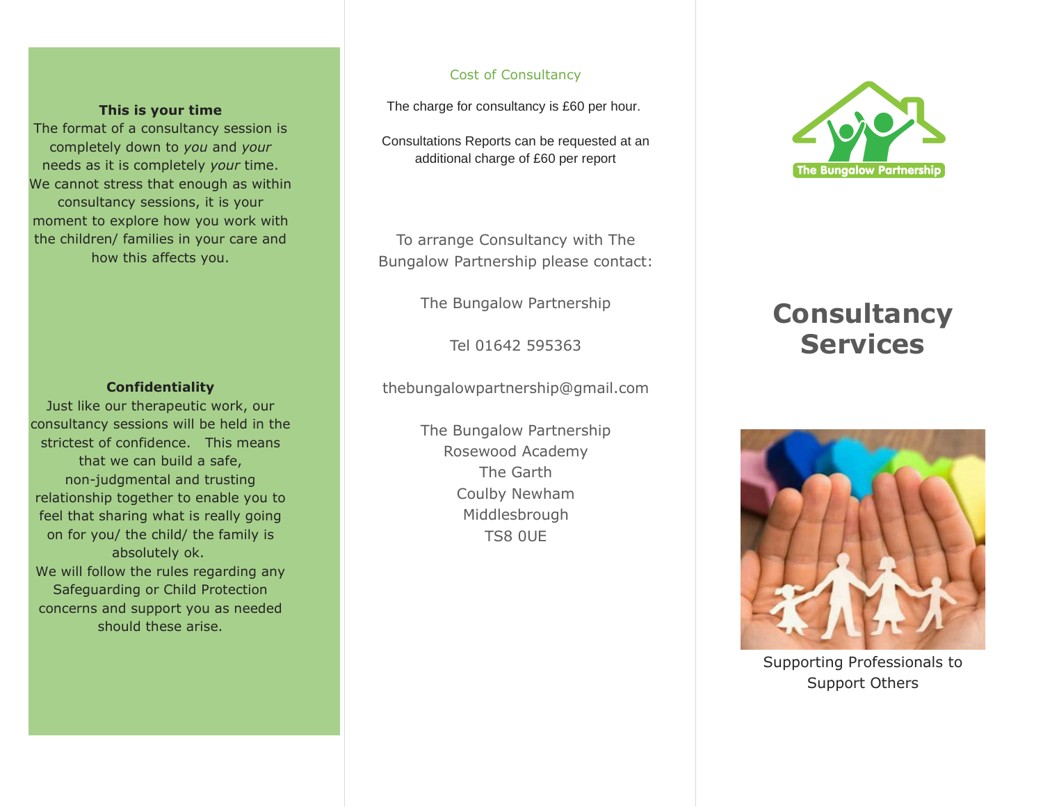**This is your time**

The format of a consultancy session is completely down to *you* and *your* needs as it is completely *your* time. We cannot stress that enough as within consultancy sessions, it is your moment to explore how you work with the children/ families in your care and how this affects you.

**Confidentiality**

Just like our therapeutic work, our consultancy sessions will be held in the strictest of confidence. This means that we can build a safe, non-judgmental and trusting relationship together to enable you to feel that sharing what is really going on for you/ the child/ the family is absolutely ok.

We will follow the rules regarding any Safeguarding or Child Protection concerns and support you as needed should these arise.

## Cost of Consultancy

The charge for consultancy is £60 per hour.

Consultations Reports can be requested at an additional charge of £60 per report

To arrange Consultancy with The Bungalow Partnership please contact:

The Bungalow Partnership

Tel 01642 595363

thebungalowpartnership@gmail.com

The Bungalow Partnership
Rosewood Academy
The Garth
Coulby Newham
Middlesbrough
TS8 0UE

The Bungalow Partnership

# Consultancy Services

Supporting Professionals to Support Others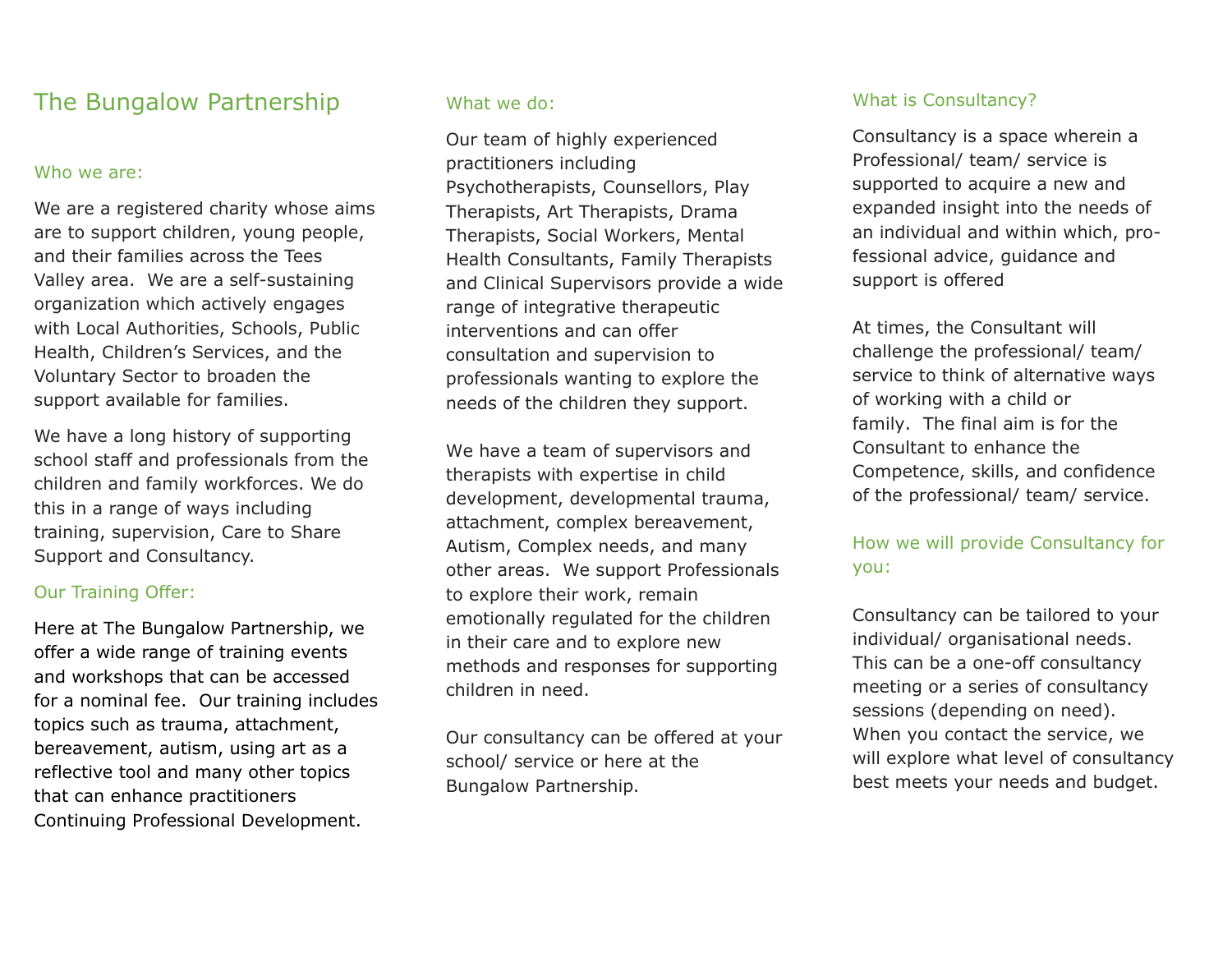# The Bungalow Partnership

## Who we are:

We are a registered charity whose aims are to support children, young people, and their families across the Tees Valley area.  We are a self-sustaining organization which actively engages with Local Authorities, Schools, Public Health, Children's Services, and the Voluntary Sector to broaden the support available for families.

We have a long history of supporting school staff and professionals from the children and family workforces. We do this in a range of ways including training, supervision, Care to Share Support and Consultancy.

## Our Training Offer:

Here at The Bungalow Partnership, we offer a wide range of training events and workshops that can be accessed for a nominal fee.  Our training includes topics such as trauma, attachment, bereavement, autism, using art as a reflective tool and many other topics that can enhance practitioners Continuing Professional Development.

## What we do:

Our team of highly experienced practitioners including Psychotherapists, Counsellors, Play Therapists, Art Therapists, Drama Therapists, Social Workers, Mental Health Consultants, Family Therapists and Clinical Supervisors provide a wide range of integrative therapeutic interventions and can offer consultation and supervision to professionals wanting to explore the needs of the children they support.

We have a team of supervisors and therapists with expertise in child development, developmental trauma, attachment, complex bereavement, Autism, Complex needs, and many other areas.  We support Professionals to explore their work, remain emotionally regulated for the children in their care and to explore new methods and responses for supporting children in need.

Our consultancy can be offered at your school/ service or here at the Bungalow Partnership.

## What is Consultancy?

Consultancy is a space wherein a Professional/ team/ service is supported to acquire a new and expanded insight into the needs of an individual and within which, professional advice, guidance and support is offered

At times, the Consultant will challenge the professional/ team/ service to think of alternative ways of working with a child or family.  The final aim is for the Consultant to enhance the Competence, skills, and confidence of the professional/ team/ service.

## How we will provide Consultancy for you:

Consultancy can be tailored to your individual/ organisational needs. This can be a one-off consultancy meeting or a series of consultancy sessions (depending on need). When you contact the service, we will explore what level of consultancy best meets your needs and budget.